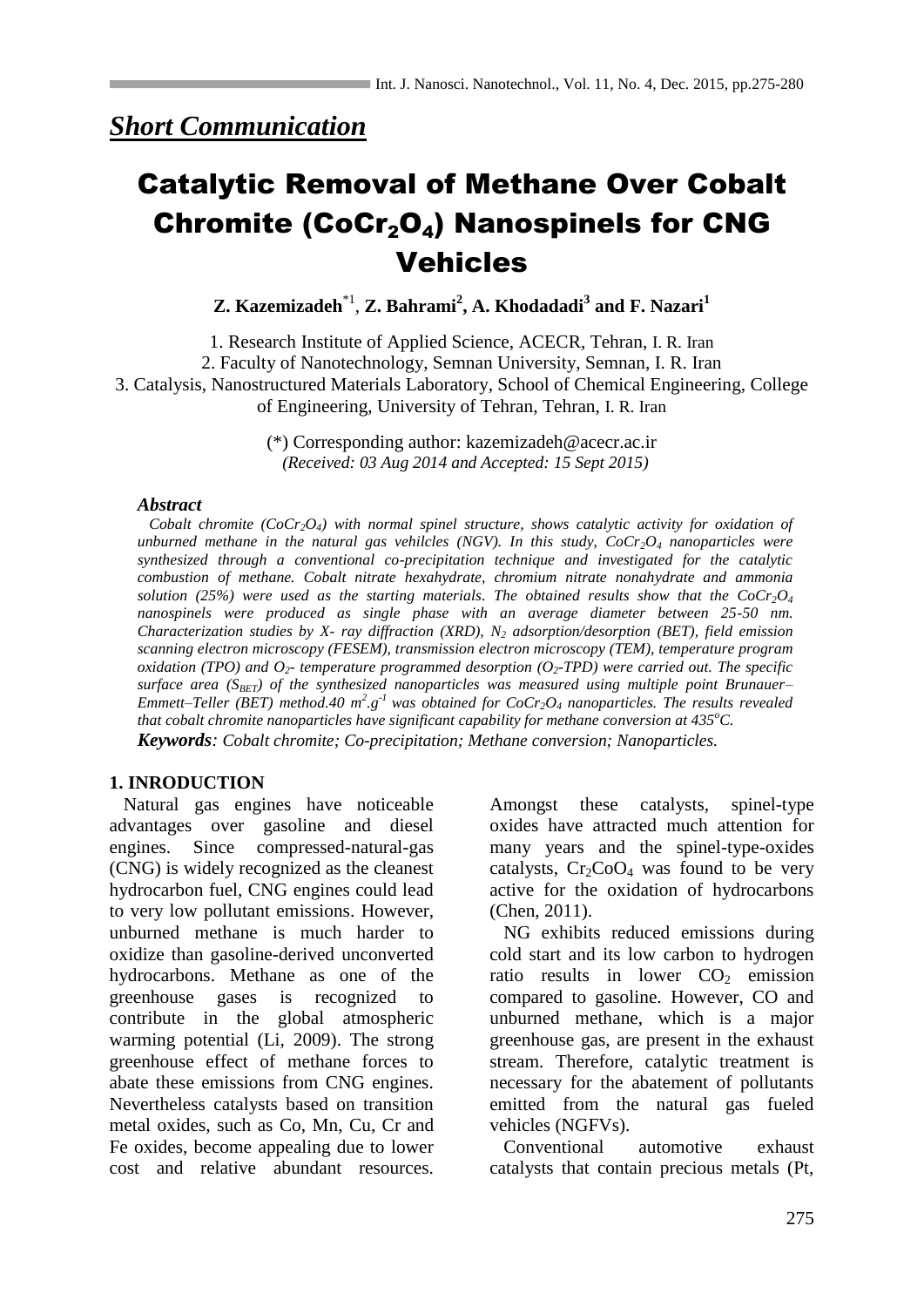***Short Communication***

# Catalytic Removal of Methane Over Cobalt Chromite ($CoCr_2O_4$) Nanospinels for CNG Vehicles

**Z. Kazemizadeh**[*1], **Z. Bahrami**[2], **A. Khodadadi**[3] **and F. Nazari**[1]

1. Research Institute of Applied Science, ACECR, Tehran, I. R. Iran
2. Faculty of Nanotechnology, Semnan University, Semnan, I. R. Iran
3. Catalysis, Nanostructured Materials Laboratory, School of Chemical Engineering, College of Engineering, University of Tehran, Tehran, I. R. Iran

(*) Corresponding author: kazemizadeh@acecr.ac.ir
*(Received: 03 Aug 2014 and Accepted: 15 Sept 2015)*

***Abstract***

*Cobalt chromite ($CoCr_2O_4$) with normal spinel structure, shows catalytic activity for oxidation of unburned methane in the natural gas vehilcles (NGV). In this study, $CoCr_2O_4$ nanoparticles were synthesized through a conventional co-precipitation technique and investigated for the catalytic combustion of methane. Cobalt nitrate hexahydrate, chromium nitrate nonahydrate and ammonia solution (25%) were used as the starting materials. The obtained results show that the $CoCr_2O_4$ nanospinels were produced as single phase with an average diameter between 25-50 nm. Characterization studies by X- ray diffraction (XRD), $N_2$ adsorption/desorption (BET), field emission scanning electron microscopy (FESEM), transmission electron microscopy (TEM), temperature program oxidation (TPO) and $O_2$- temperature programmed desorption ($O_2$-TPD) were carried out. The specific surface area ($S_{BET}$) of the synthesized nanoparticles was measured using multiple point Brunauer–Emmett–Teller (BET) method.40 $m^2.g^{-1}$ was obtained for $CoCr_2O_4$ nanoparticles. The results revealed that cobalt chromite nanoparticles have significant capability for methane conversion at 435°C.*

***Keywords**: Cobalt chromite; Co-precipitation; Methane conversion; Nanoparticles.*

## 1. INRODUCTION

Natural gas engines have noticeable advantages over gasoline and diesel engines. Since compressed-natural-gas (CNG) is widely recognized as the cleanest hydrocarbon fuel, CNG engines could lead to very low pollutant emissions. However, unburned methane is much harder to oxidize than gasoline-derived unconverted hydrocarbons. Methane as one of the greenhouse gases is recognized to contribute in the global atmospheric warming potential (Li, 2009). The strong greenhouse effect of methane forces to abate these emissions from CNG engines. Nevertheless catalysts based on transition metal oxides, such as Co, Mn, Cu, Cr and Fe oxides, become appealing due to lower cost and relative abundant resources. Amongst these catalysts, spinel-type oxides have attracted much attention for many years and the spinel-type-oxides catalysts, $Cr_2CoO_4$ was found to be very active for the oxidation of hydrocarbons (Chen, 2011).

NG exhibits reduced emissions during cold start and its low carbon to hydrogen ratio results in lower $CO_2$ emission compared to gasoline. However, CO and unburned methane, which is a major greenhouse gas, are present in the exhaust stream. Therefore, catalytic treatment is necessary for the abatement of pollutants emitted from the natural gas fueled vehicles (NGFVs).

Conventional automotive exhaust catalysts that contain precious metals (Pt,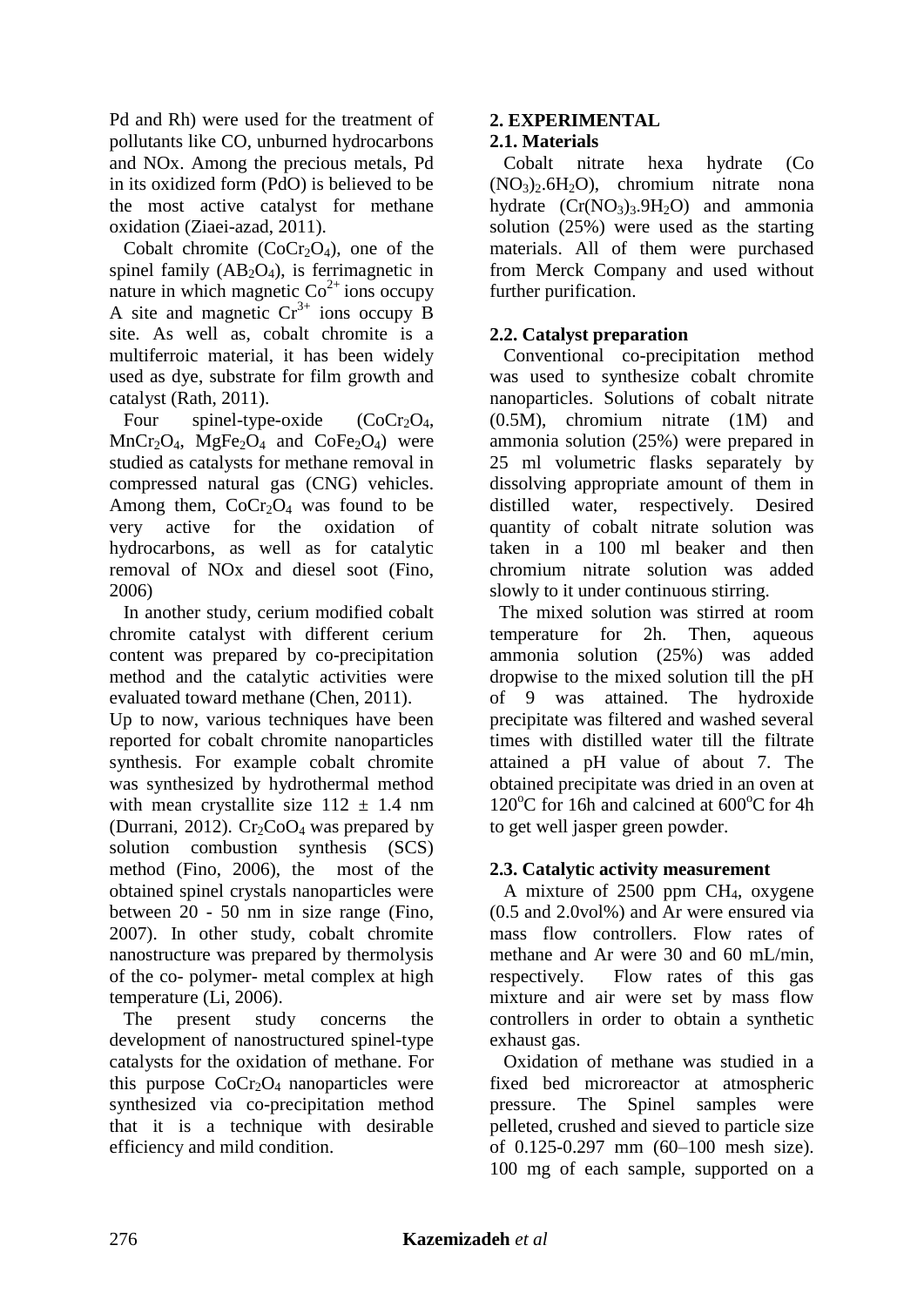Pd and Rh) were used for the treatment of pollutants like CO, unburned hydrocarbons and NOx. Among the precious metals, Pd in its oxidized form (PdO) is believed to be the most active catalyst for methane oxidation (Ziaei-azad, 2011).

Cobalt chromite ($CoCr_2O_4$), one of the spinel family ($AB_2O_4$), is ferrimagnetic in nature in which magnetic $Co^{2+}$ ions occupy A site and magnetic $Cr^{3+}$ ions occupy B site. As well as, cobalt chromite is a multiferroic material, it has been widely used as dye, substrate for film growth and catalyst (Rath, 2011).

Four spinel-type-oxide ($CoCr_2O_4$, $MnCr_2O_4$, $MgFe_2O_4$ and $CoFe_2O_4$) were studied as catalysts for methane removal in compressed natural gas (CNG) vehicles. Among them, $CoCr_2O_4$ was found to be very active for the oxidation of hydrocarbons, as well as for catalytic removal of NOx and diesel soot (Fino, 2006)

In another study, cerium modified cobalt chromite catalyst with different cerium content was prepared by co-precipitation method and the catalytic activities were evaluated toward methane (Chen, 2011).

Up to now, various techniques have been reported for cobalt chromite nanoparticles synthesis. For example cobalt chromite was synthesized by hydrothermal method with mean crystallite size $112 \pm 1.4$ nm (Durrani, 2012). $Cr_2CoO_4$ was prepared by solution combustion synthesis (SCS) method (Fino, 2006), the most of the obtained spinel crystals nanoparticles were between 20 - 50 nm in size range (Fino, 2007). In other study, cobalt chromite nanostructure was prepared by thermolysis of the co- polymer- metal complex at high temperature (Li, 2006).

The present study concerns the development of nanostructured spinel-type catalysts for the oxidation of methane. For this purpose $CoCr_2O_4$ nanoparticles were synthesized via co-precipitation method that it is a technique with desirable efficiency and mild condition.

## 2. EXPERIMENTAL

### 2.1. Materials

Cobalt nitrate hexa hydrate ($Co(NO_3)_2.6H_2O$), chromium nitrate nona hydrate ($Cr(NO_3)_3.9H_2O$) and ammonia solution (25%) were used as the starting materials. All of them were purchased from Merck Company and used without further purification.

### 2.2. Catalyst preparation

Conventional co-precipitation method was used to synthesize cobalt chromite nanoparticles. Solutions of cobalt nitrate (0.5M), chromium nitrate (1M) and ammonia solution (25%) were prepared in 25 ml volumetric flasks separately by dissolving appropriate amount of them in distilled water, respectively. Desired quantity of cobalt nitrate solution was taken in a 100 ml beaker and then chromium nitrate solution was added slowly to it under continuous stirring.

The mixed solution was stirred at room temperature for 2h. Then, aqueous ammonia solution (25%) was added dropwise to the mixed solution till the pH of 9 was attained. The hydroxide precipitate was filtered and washed several times with distilled water till the filtrate attained a pH value of about 7. The obtained precipitate was dried in an oven at 120°C for 16h and calcined at 600°C for 4h to get well jasper green powder.

### 2.3. Catalytic activity measurement

A mixture of 2500 ppm $CH_4$, oxygene (0.5 and 2.0vol%) and Ar were ensured via mass flow controllers. Flow rates of methane and Ar were 30 and 60 mL/min, respectively. Flow rates of this gas mixture and air were set by mass flow controllers in order to obtain a synthetic exhaust gas.

Oxidation of methane was studied in a fixed bed microreactor at atmospheric pressure. The Spinel samples were pelleted, crushed and sieved to particle size of 0.125-0.297 mm (60–100 mesh size). 100 mg of each sample, supported on a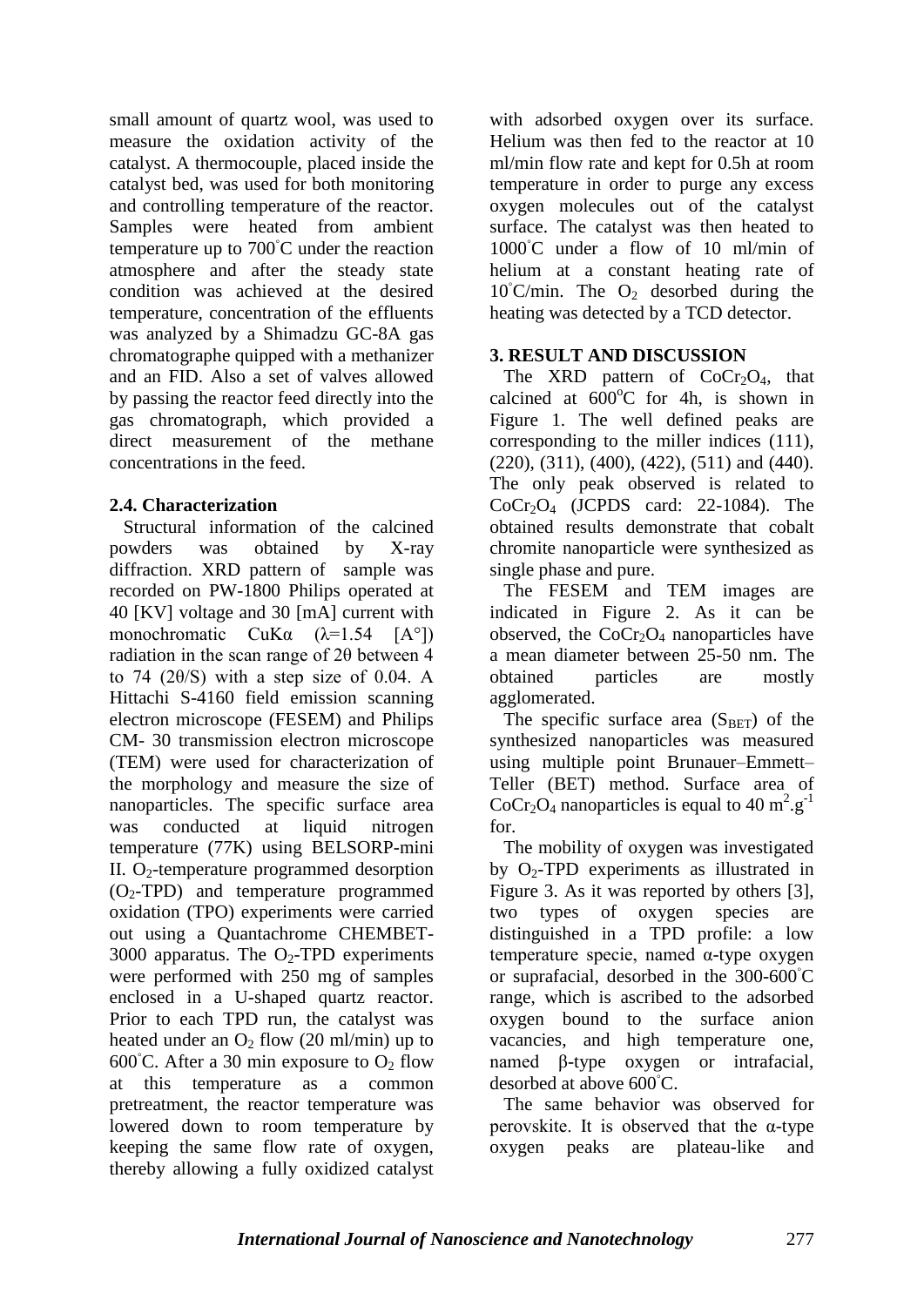small amount of quartz wool, was used to measure the oxidation activity of the catalyst. A thermocouple, placed inside the catalyst bed, was used for both monitoring and controlling temperature of the reactor. Samples were heated from ambient temperature up to 700˚C under the reaction atmosphere and after the steady state condition was achieved at the desired temperature, concentration of the effluents was analyzed by a Shimadzu GC-8A gas chromatographe quipped with a methanizer and an FID. Also a set of valves allowed by passing the reactor feed directly into the gas chromatograph, which provided a direct measurement of the methane concentrations in the feed.

### 2.4. Characterization

Structural information of the calcined powders was obtained by X-ray diffraction. XRD pattern of sample was recorded on PW-1800 Philips operated at 40 [KV] voltage and 30 [mA] current with monochromatic CuKα (λ=1.54 [A°]) radiation in the scan range of 2θ between 4 to 74 (2θ/S) with a step size of 0.04. A Hittachi S-4160 field emission scanning electron microscope (FESEM) and Philips CM- 30 transmission electron microscope (TEM) were used for characterization of the morphology and measure the size of nanoparticles. The specific surface area was conducted at liquid nitrogen temperature (77K) using BELSORP-mini II. $O_2$-temperature programmed desorption ($O_2$-TPD) and temperature programmed oxidation (TPO) experiments were carried out using a Quantachrome CHEMBET-3000 apparatus. The $O_2$-TPD experiments were performed with 250 mg of samples enclosed in a U-shaped quartz reactor. Prior to each TPD run, the catalyst was heated under an $O_2$ flow (20 ml/min) up to 600˚C. After a 30 min exposure to $O_2$ flow at this temperature as a common pretreatment, the reactor temperature was lowered down to room temperature by keeping the same flow rate of oxygen, thereby allowing a fully oxidized catalyst with adsorbed oxygen over its surface. Helium was then fed to the reactor at 10 ml/min flow rate and kept for 0.5h at room temperature in order to purge any excess oxygen molecules out of the catalyst surface. The catalyst was then heated to 1000˚C under a flow of 10 ml/min of helium at a constant heating rate of 10˚C/min. The $O_2$ desorbed during the heating was detected by a TCD detector.

## 3. RESULT AND DISCUSSION

The XRD pattern of $CoCr_2O_4$, that calcined at 600°C for 4h, is shown in Figure 1. The well defined peaks are corresponding to the miller indices (111), (220), (311), (400), (422), (511) and (440). The only peak observed is related to $CoCr_2O_4$ (JCPDS card: 22-1084). The obtained results demonstrate that cobalt chromite nanoparticle were synthesized as single phase and pure.

The FESEM and TEM images are indicated in Figure 2. As it can be observed, the $CoCr_2O_4$ nanoparticles have a mean diameter between 25-50 nm. The obtained particles are mostly agglomerated.

The specific surface area ($S_{BET}$) of the synthesized nanoparticles was measured using multiple point Brunauer–Emmett–Teller (BET) method. Surface area of $CoCr_2O_4$ nanoparticles is equal to 40 $m^2.g^{-1}$ for.

The mobility of oxygen was investigated by $O_2$-TPD experiments as illustrated in Figure 3. As it was reported by others [3], two types of oxygen species are distinguished in a TPD profile: a low temperature specie, named α-type oxygen or suprafacial, desorbed in the 300-600˚C range, which is ascribed to the adsorbed oxygen bound to the surface anion vacancies, and high temperature one, named β-type oxygen or intrafacial, desorbed at above 600˚C.

The same behavior was observed for perovskite. It is observed that the α-type oxygen peaks are plateau-like and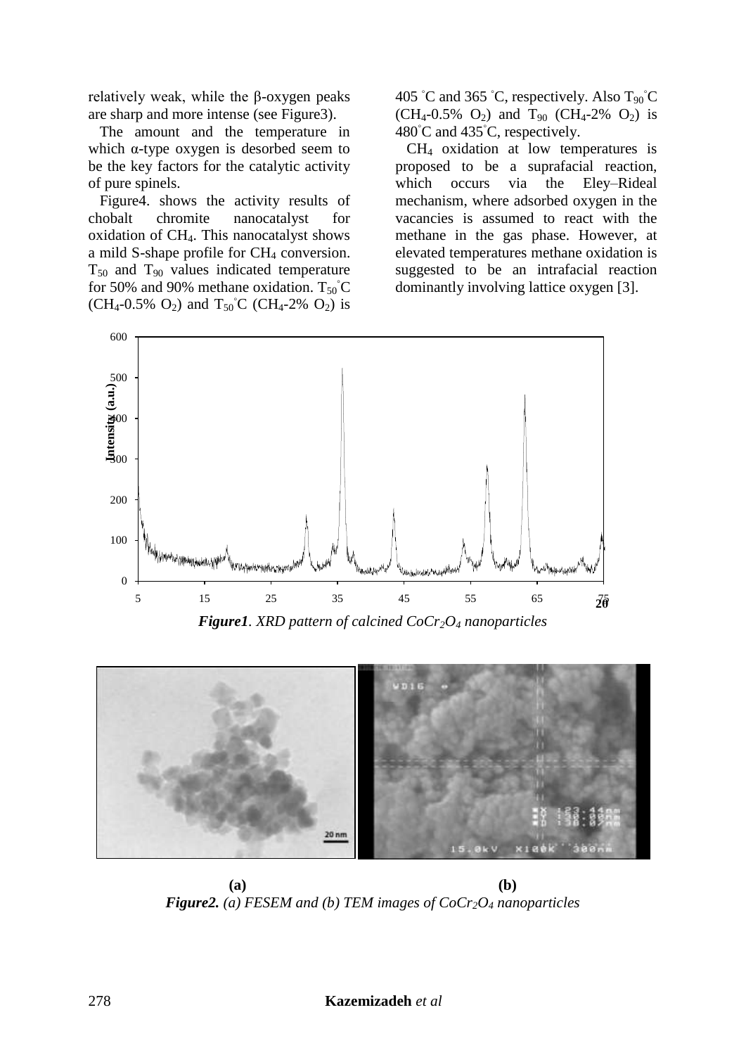relatively weak, while the β-oxygen peaks are sharp and more intense (see Figure3).

The amount and the temperature in which α-type oxygen is desorbed seem to be the key factors for the catalytic activity of pure spinels.

Figure4. shows the activity results of chobalt chromite nanocatalyst for oxidation of $CH_4$. This nanocatalyst shows a mild S-shape profile for $CH_4$ conversion. $T_{50}$ and $T_{90}$ values indicated temperature for 50% and 90% methane oxidation. $T_{50}$°C ($CH_4$-0.5% $O_2$) and $T_{50}$°C ($CH_4$-2% $O_2$) is 405 °C and 365 °C, respectively. Also $T_{90}$°C ($CH_4$-0.5% $O_2$) and $T_{90}$ ($CH_4$-2% $O_2$) is 480°C and 435°C, respectively.

$CH_4$ oxidation at low temperatures is proposed to be a suprafacial reaction, which occurs via the Eley–Rideal mechanism, where adsorbed oxygen in the vacancies is assumed to react with the methane in the gas phase. However, at elevated temperatures methane oxidation is suggested to be an intrafacial reaction dominantly involving lattice oxygen [3].

***Figure1**. XRD pattern of calcined $CoCr_2O_4$ nanoparticles*

**(a)** **(b)**

***Figure2.** (a) FESEM and (b) TEM images of $CoCr_2O_4$ nanoparticles*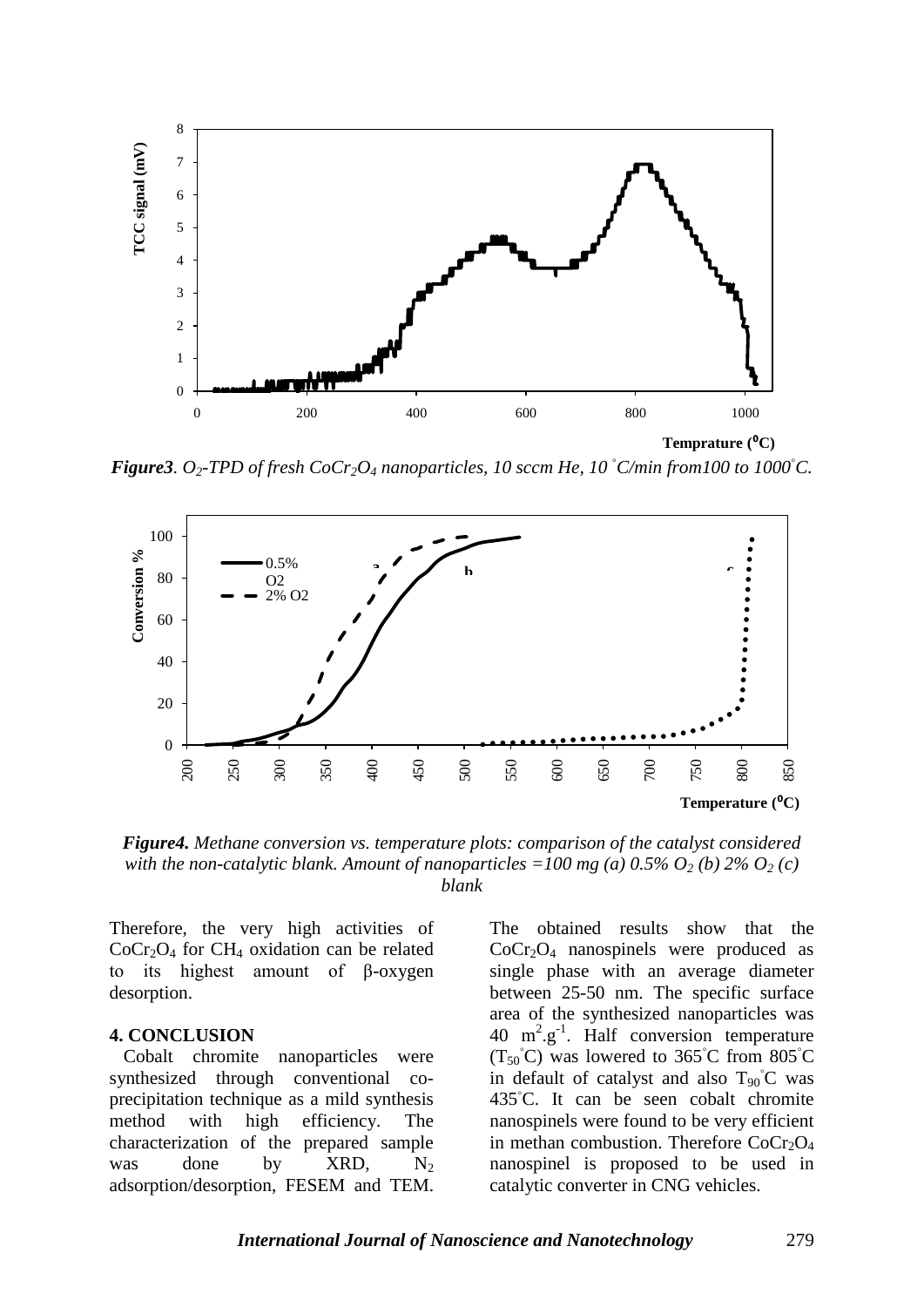**Figure3**. *$O_2$-TPD of fresh $CoCr_2O_4$ nanoparticles, 10 sccm He, 10 °C/min from100 to 1000°C.*

**Figure4.** *Methane conversion vs. temperature plots: comparison of the catalyst considered with the non-catalytic blank. Amount of nanoparticles =100 mg (a) 0.5% $O_2$ (b) 2% $O_2$ (c) blank*

Therefore, the very high activities of $CoCr_2O_4$ for $CH_4$ oxidation can be related to its highest amount of β-oxygen desorption.

## 4. CONCLUSION

Cobalt chromite nanoparticles were synthesized through conventional co-precipitation technique as a mild synthesis method with high efficiency. The characterization of the prepared sample was done by XRD, $N_2$ adsorption/desorption, FESEM and TEM. The obtained results show that the $CoCr_2O_4$ nanospinels were produced as single phase with an average diameter between 25-50 nm. The specific surface area of the synthesized nanoparticles was 40 $m^2.g^{-1}$. Half conversion temperature ($T_{50}$°C) was lowered to 365°C from 805°C in default of catalyst and also $T_{90}$°C was 435°C. It can be seen cobalt chromite nanospinels were found to be very efficient in methan combustion. Therefore $CoCr_2O_4$ nanospinel is proposed to be used in catalytic converter in CNG vehicles.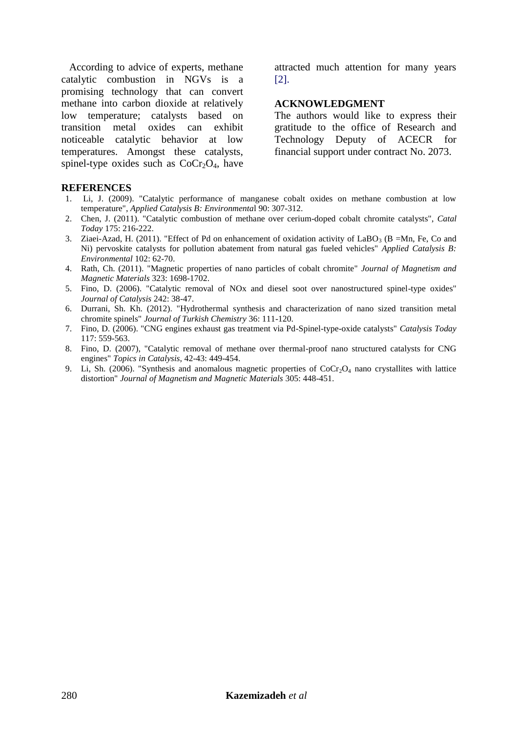According to advice of experts, methane catalytic combustion in NGVs is a promising technology that can convert methane into carbon dioxide at relatively low temperature; catalysts based on transition metal oxides can exhibit noticeable catalytic behavior at low temperatures. Amongst these catalysts, spinel-type oxides such as $CoCr_2O_4$, have attracted much attention for many years [2].

## ACKNOWLEDGMENT

The authors would like to express their gratitude to the office of Research and Technology Deputy of ACECR for financial support under contract No. 2073.

## REFERENCES

1. Li, J. (2009). "Catalytic performance of manganese cobalt oxides on methane combustion at low temperature", *Applied Catalysis B: Environmenta*l 90: 307-312.
2. Chen, J. (2011). "Catalytic combustion of methane over cerium-doped cobalt chromite catalysts", *Catal Today* 175: 216-222.
3. Ziaei-Azad, H. (2011). "Effect of Pd on enhancement of oxidation activity of $LaBO_3$ (B =Mn, Fe, Co and Ni) pervoskite catalysts for pollution abatement from natural gas fueled vehicles" *Applied Catalysis B: Environmental* 102: 62-70.
4. Rath, Ch. (2011). "Magnetic properties of nano particles of cobalt chromite" *Journal of Magnetism and Magnetic Materials* 323: 1698-1702.
5. Fino, D. (2006). "Catalytic removal of NOx and diesel soot over nanostructured spinel-type oxides" *Journal of Catalysis* 242: 38-47.
6. Durrani, Sh. Kh. (2012). "Hydrothermal synthesis and characterization of nano sized transition metal chromite spinels" *Journal of Turkish Chemistry* 36: 111-120.
7. Fino, D. (2006). "CNG engines exhaust gas treatment via Pd-Spinel-type-oxide catalysts" *Catalysis Today* 117: 559-563.
8. Fino, D. (2007), "Catalytic removal of methane over thermal-proof nano structured catalysts for CNG engines" *Topics in Catalysis*, 42-43: 449-454.
9. Li, Sh. (2006). "Synthesis and anomalous magnetic properties of $CoCr_2O_4$ nano crystallites with lattice distortion" *Journal of Magnetism and Magnetic Materials* 305: 448-451.